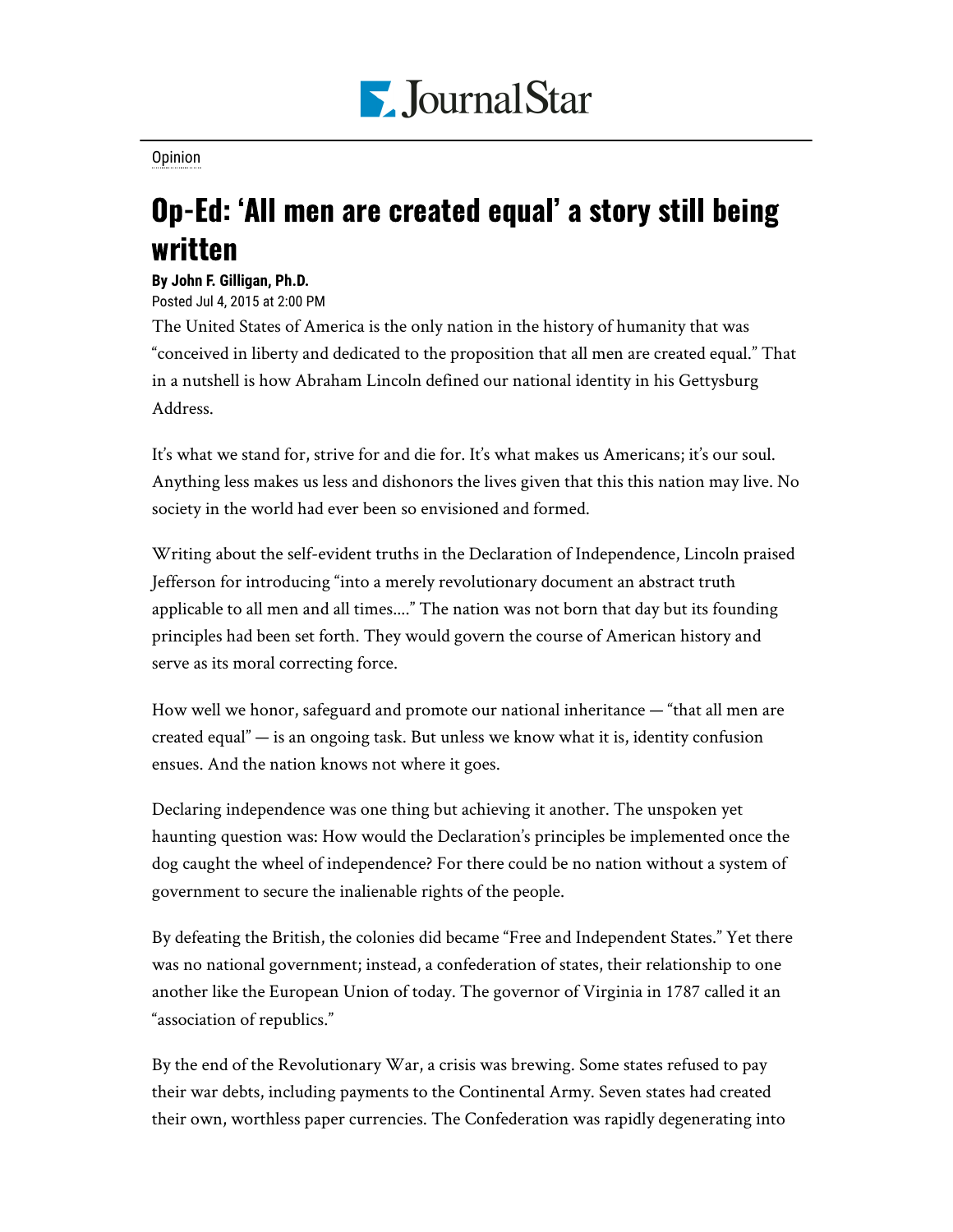Opinion

# Op-Ed: 'All men are created equal' a story still being written

**By John F. Gilligan, Ph.D.**

Posted Jul 4, 2015 at 2:00 PM

The United States of America is the only nation in the history of humanity that was "conceived in liberty and dedicated to the proposition that all men are created equal." That in a nutshell is how Abraham Lincoln defined our national identity in his Gettysburg Address.

It's what we stand for, strive for and die for. It's what makes us Americans; it's our soul. Anything less makes us less and dishonors the lives given that this this nation may live. No society in the world had ever been so envisioned and formed.

Writing about the self-evident truths in the Declaration of Independence, Lincoln praised Jefferson for introducing "into a merely revolutionary document an abstract truth applicable to all men and all times...." The nation was not born that day but its founding principles had been set forth. They would govern the course of American history and serve as its moral correcting force.

How well we honor, safeguard and promote our national inheritance — "that all men are created equal" — is an ongoing task. But unless we know what it is, identity confusion ensues. And the nation knows not where it goes.

Declaring independence was one thing but achieving it another. The unspoken yet haunting question was: How would the Declaration's principles be implemented once the dog caught the wheel of independence? For there could be no nation without a system of government to secure the inalienable rights of the people.

By defeating the British, the colonies did became "Free and Independent States." Yet there was no national government; instead, a confederation of states, their relationship to one another like the European Union of today. The governor of Virginia in 1787 called it an "association of republics."

By the end of the Revolutionary War, a crisis was brewing. Some states refused to pay their war debts, including payments to the Continental Army. Seven states had created their own, worthless paper currencies. The Confederation was rapidly degenerating into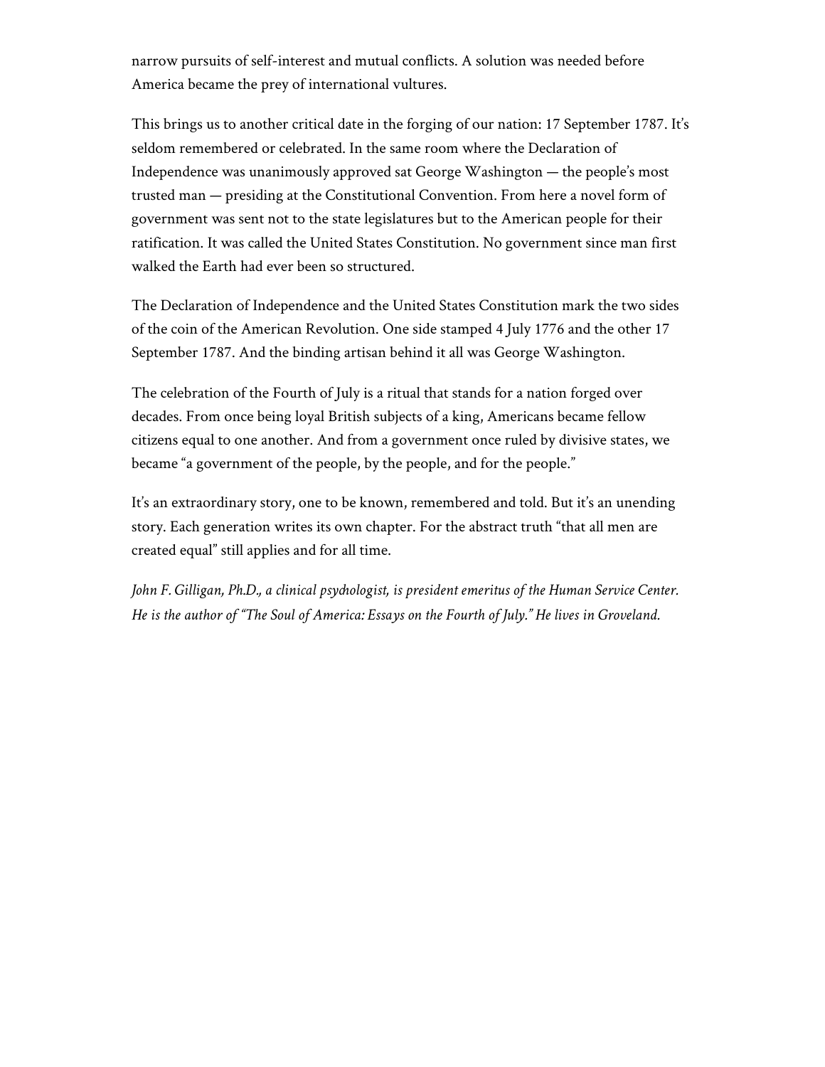narrow pursuits of self-interest and mutual conflicts. A solution was needed before America became the prey of international vultures.

This brings us to another critical date in the forging of our nation: 17 September 1787. It's seldom remembered or celebrated. In the same room where the Declaration of Independence was unanimously approved sat George Washington — the people's most trusted man — presiding at the Constitutional Convention. From here a novel form of government was sent not to the state legislatures but to the American people for their ratification. It was called the United States Constitution. No government since man first walked the Earth had ever been so structured.

The Declaration of Independence and the United States Constitution mark the two sides of the coin of the American Revolution. One side stamped 4 July 1776 and the other 17 September 1787. And the binding artisan behind it all was George Washington.

The celebration of the Fourth of July is a ritual that stands for a nation forged over decades. From once being loyal British subjects of a king, Americans became fellow citizens equal to one another. And from a government once ruled by divisive states, we became "a government of the people, by the people, and for the people."

It's an extraordinary story, one to be known, remembered and told. But it's an unending story. Each generation writes its own chapter. For the abstract truth "that all men are created equal" still applies and for all time.

*John F. Gilligan, Ph.D., a clinical psychologist, is president emeritus of the Human Service Center. He is the author of "The Soul of America: Essays on the Fourth of July." He lives in Groveland.*